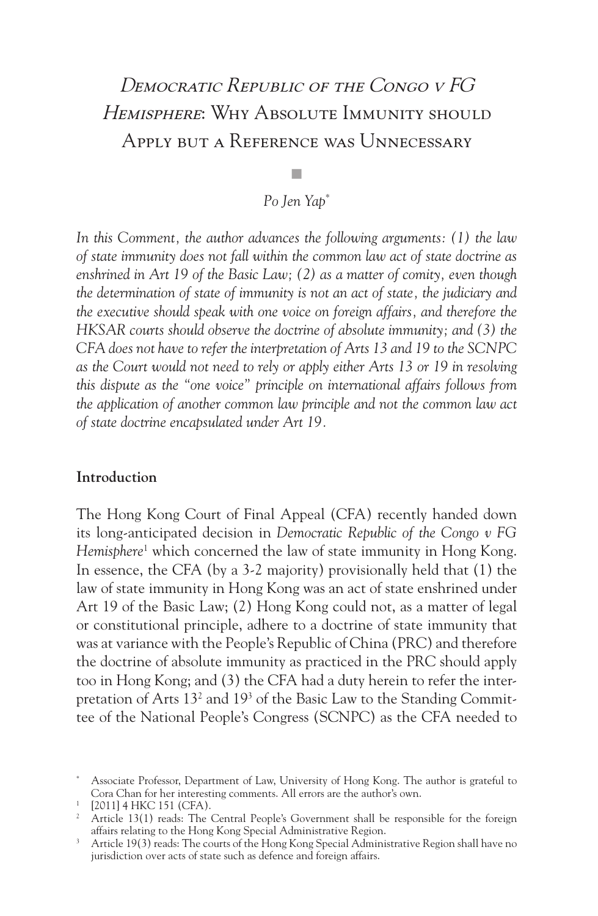# *Democratic Republic of the Congo v FG Hemisphere*: Why Absolute Immunity should Apply but a Reference was Unnecessary

■

*Po Jen Yap*[*]

*In this Comment, the author advances the following arguments: (1) the law of state immunity does not fall within the common law act of state doctrine as enshrined in Art 19 of the Basic Law; (2) as a matter of comity, even though the determination of state of immunity is not an act of state, the judiciary and the executive should speak with one voice on foreign affairs, and therefore the HKSAR courts should observe the doctrine of absolute immunity; and (3) the CFA does not have to refer the interpretation of Arts 13 and 19 to the SCNPC as the Court would not need to rely or apply either Arts 13 or 19 in resolving this dispute as the "one voice" principle on international affairs follows from the application of another common law principle and not the common law act of state doctrine encapsulated under Art 19.*

## Introduction

The Hong Kong Court of Final Appeal (CFA) recently handed down its long-anticipated decision in *Democratic Republic of the Congo v FG Hemisphere*[1] which concerned the law of state immunity in Hong Kong. In essence, the CFA (by a 3-2 majority) provisionally held that (1) the law of state immunity in Hong Kong was an act of state enshrined under Art 19 of the Basic Law; (2) Hong Kong could not, as a matter of legal or constitutional principle, adhere to a doctrine of state immunity that was at variance with the People's Republic of China (PRC) and therefore the doctrine of absolute immunity as practiced in the PRC should apply too in Hong Kong; and (3) the CFA had a duty herein to refer the interpretation of Arts 13[2] and 19[3] of the Basic Law to the Standing Committee of the National People's Congress (SCNPC) as the CFA needed to

---

[*] Associate Professor, Department of Law, University of Hong Kong. The author is grateful to Cora Chan for her interesting comments. All errors are the author's own.

[1] [2011] 4 HKC 151 (CFA).

[2] Article 13(1) reads: The Central People's Government shall be responsible for the foreign affairs relating to the Hong Kong Special Administrative Region.

[3] Article 19(3) reads: The courts of the Hong Kong Special Administrative Region shall have no jurisdiction over acts of state such as defence and foreign affairs.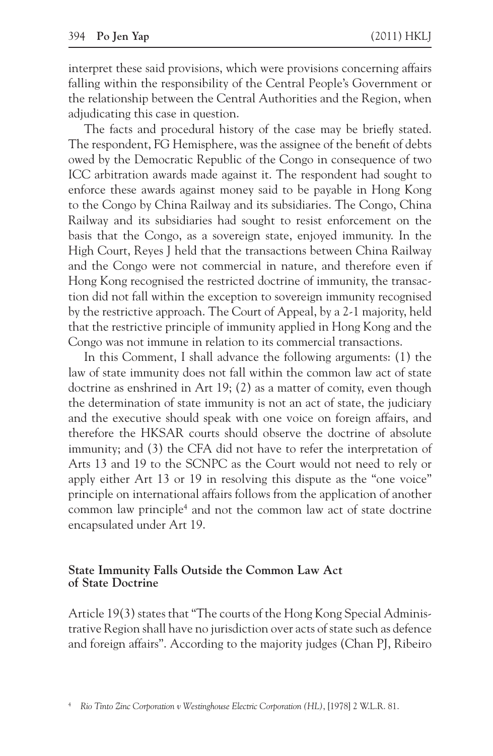interpret these said provisions, which were provisions concerning affairs falling within the responsibility of the Central People's Government or the relationship between the Central Authorities and the Region, when adjudicating this case in question.

The facts and procedural history of the case may be briefly stated. The respondent, FG Hemisphere, was the assignee of the benefit of debts owed by the Democratic Republic of the Congo in consequence of two ICC arbitration awards made against it. The respondent had sought to enforce these awards against money said to be payable in Hong Kong to the Congo by China Railway and its subsidiaries. The Congo, China Railway and its subsidiaries had sought to resist enforcement on the basis that the Congo, as a sovereign state, enjoyed immunity. In the High Court, Reyes J held that the transactions between China Railway and the Congo were not commercial in nature, and therefore even if Hong Kong recognised the restricted doctrine of immunity, the transaction did not fall within the exception to sovereign immunity recognised by the restrictive approach. The Court of Appeal, by a 2-1 majority, held that the restrictive principle of immunity applied in Hong Kong and the Congo was not immune in relation to its commercial transactions.

In this Comment, I shall advance the following arguments: (1) the law of state immunity does not fall within the common law act of state doctrine as enshrined in Art 19; (2) as a matter of comity, even though the determination of state immunity is not an act of state, the judiciary and the executive should speak with one voice on foreign affairs, and therefore the HKSAR courts should observe the doctrine of absolute immunity; and (3) the CFA did not have to refer the interpretation of Arts 13 and 19 to the SCNPC as the Court would not need to rely or apply either Art 13 or 19 in resolving this dispute as the "one voice" principle on international affairs follows from the application of another common law principle[4] and not the common law act of state doctrine encapsulated under Art 19.

## State Immunity Falls Outside the Common Law Act of State Doctrine

Article 19(3) states that "The courts of the Hong Kong Special Administrative Region shall have no jurisdiction over acts of state such as defence and foreign affairs". According to the majority judges (Chan PJ, Ribeiro

[4] *Rio Tinto Zinc Corporation v Westinghouse Electric Corporation (HL)*, [1978] 2 W.L.R. 81.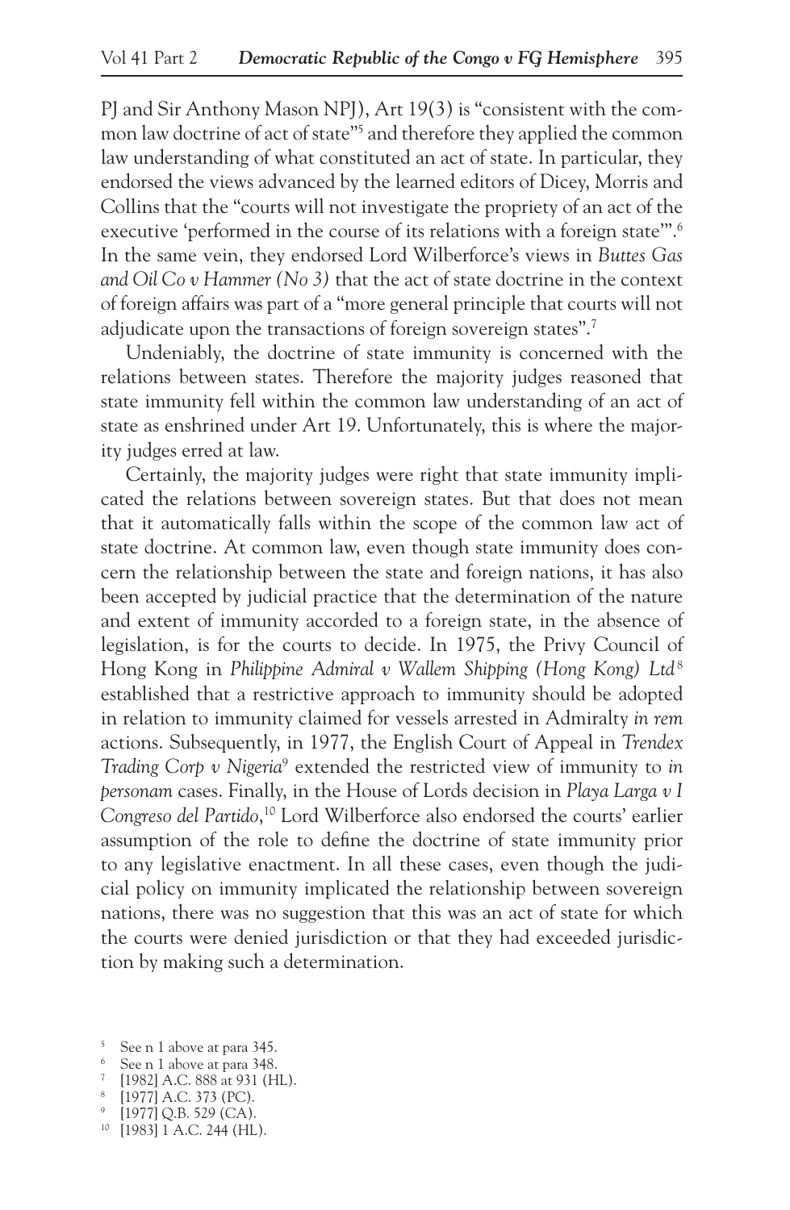PJ and Sir Anthony Mason NPJ), Art 19(3) is "consistent with the common law doctrine of act of state"[5] and therefore they applied the common law understanding of what constituted an act of state. In particular, they endorsed the views advanced by the learned editors of Dicey, Morris and Collins that the "courts will not investigate the propriety of an act of the executive 'performed in the course of its relations with a foreign state'".[6] In the same vein, they endorsed Lord Wilberforce's views in *Buttes Gas and Oil Co v Hammer (No 3)* that the act of state doctrine in the context of foreign affairs was part of a "more general principle that courts will not adjudicate upon the transactions of foreign sovereign states".[7]

Undeniably, the doctrine of state immunity is concerned with the relations between states. Therefore the majority judges reasoned that state immunity fell within the common law understanding of an act of state as enshrined under Art 19. Unfortunately, this is where the majority judges erred at law.

Certainly, the majority judges were right that state immunity implicated the relations between sovereign states. But that does not mean that it automatically falls within the scope of the common law act of state doctrine. At common law, even though state immunity does concern the relationship between the state and foreign nations, it has also been accepted by judicial practice that the determination of the nature and extent of immunity accorded to a foreign state, in the absence of legislation, is for the courts to decide. In 1975, the Privy Council of Hong Kong in *Philippine Admiral v Wallem Shipping (Hong Kong) Ltd*[8] established that a restrictive approach to immunity should be adopted in relation to immunity claimed for vessels arrested in Admiralty *in rem* actions. Subsequently, in 1977, the English Court of Appeal in *Trendex Trading Corp v Nigeria*[9] extended the restricted view of immunity to *in personam* cases. Finally, in the House of Lords decision in *Playa Larga v I Congreso del Partido*,[10] Lord Wilberforce also endorsed the courts' earlier assumption of the role to define the doctrine of state immunity prior to any legislative enactment. In all these cases, even though the judicial policy on immunity implicated the relationship between sovereign nations, there was no suggestion that this was an act of state for which the courts were denied jurisdiction or that they had exceeded jurisdiction by making such a determination.

---

[5] See n 1 above at para 345.

[6] See n 1 above at para 348.

[7] [1982] A.C. 888 at 931 (HL).

[8] [1977] A.C. 373 (PC).

[9] [1977] Q.B. 529 (CA).

[10] [1983] 1 A.C. 244 (HL).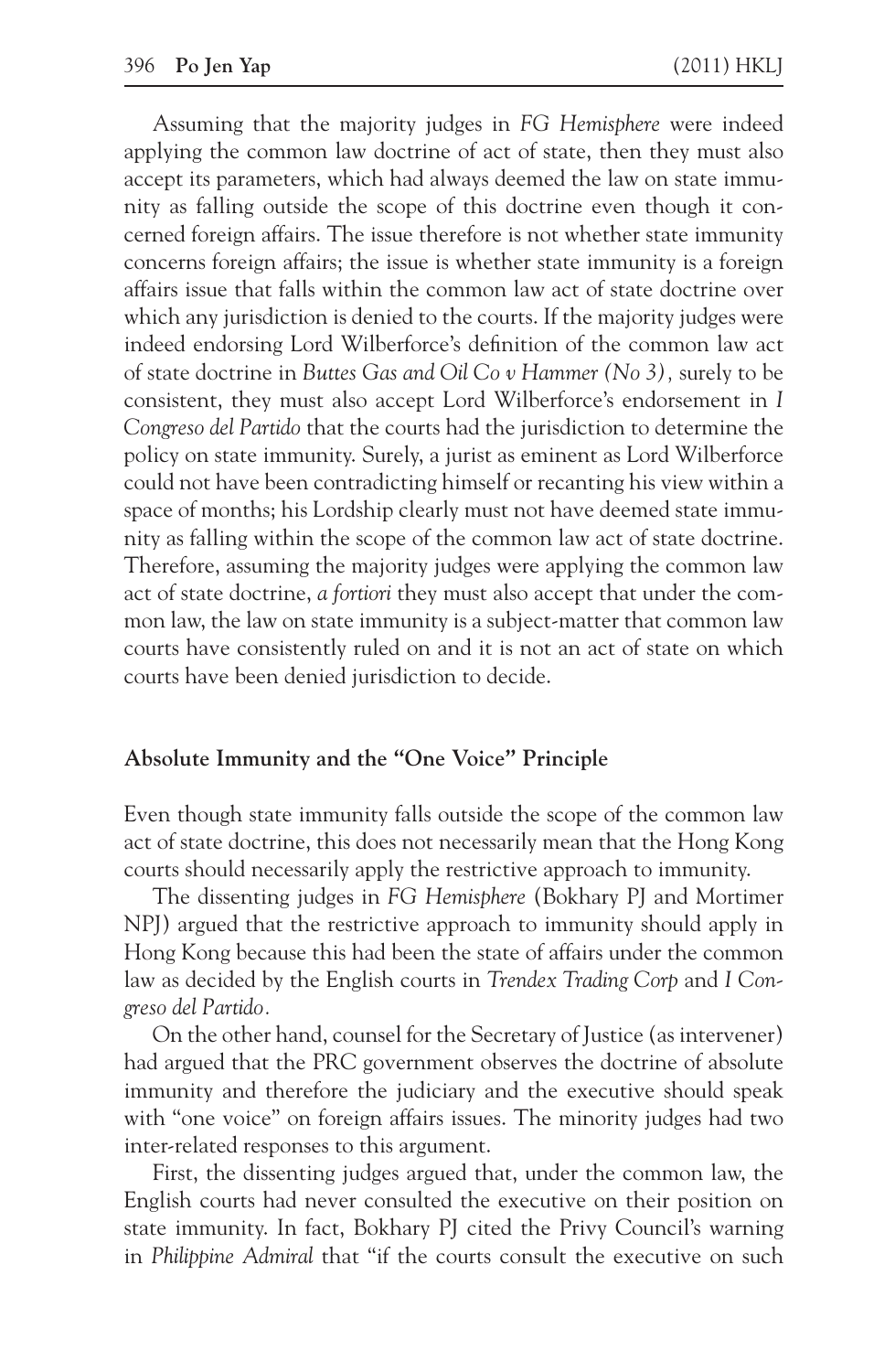Assuming that the majority judges in *FG Hemisphere* were indeed applying the common law doctrine of act of state, then they must also accept its parameters, which had always deemed the law on state immunity as falling outside the scope of this doctrine even though it concerned foreign affairs. The issue therefore is not whether state immunity concerns foreign affairs; the issue is whether state immunity is a foreign affairs issue that falls within the common law act of state doctrine over which any jurisdiction is denied to the courts. If the majority judges were indeed endorsing Lord Wilberforce's definition of the common law act of state doctrine in *Buttes Gas and Oil Co v Hammer (No 3),* surely to be consistent, they must also accept Lord Wilberforce's endorsement in *I Congreso del Partido* that the courts had the jurisdiction to determine the policy on state immunity. Surely, a jurist as eminent as Lord Wilberforce could not have been contradicting himself or recanting his view within a space of months; his Lordship clearly must not have deemed state immunity as falling within the scope of the common law act of state doctrine. Therefore, assuming the majority judges were applying the common law act of state doctrine, *a fortiori* they must also accept that under the common law, the law on state immunity is a subject-matter that common law courts have consistently ruled on and it is not an act of state on which courts have been denied jurisdiction to decide.

## Absolute Immunity and the "One Voice" Principle

Even though state immunity falls outside the scope of the common law act of state doctrine, this does not necessarily mean that the Hong Kong courts should necessarily apply the restrictive approach to immunity.

The dissenting judges in *FG Hemisphere* (Bokhary PJ and Mortimer NPJ) argued that the restrictive approach to immunity should apply in Hong Kong because this had been the state of affairs under the common law as decided by the English courts in *Trendex Trading Corp* and *I Congreso del Partido*.

On the other hand, counsel for the Secretary of Justice (as intervener) had argued that the PRC government observes the doctrine of absolute immunity and therefore the judiciary and the executive should speak with "one voice" on foreign affairs issues. The minority judges had two inter-related responses to this argument.

First, the dissenting judges argued that, under the common law, the English courts had never consulted the executive on their position on state immunity. In fact, Bokhary PJ cited the Privy Council's warning in *Philippine Admiral* that "if the courts consult the executive on such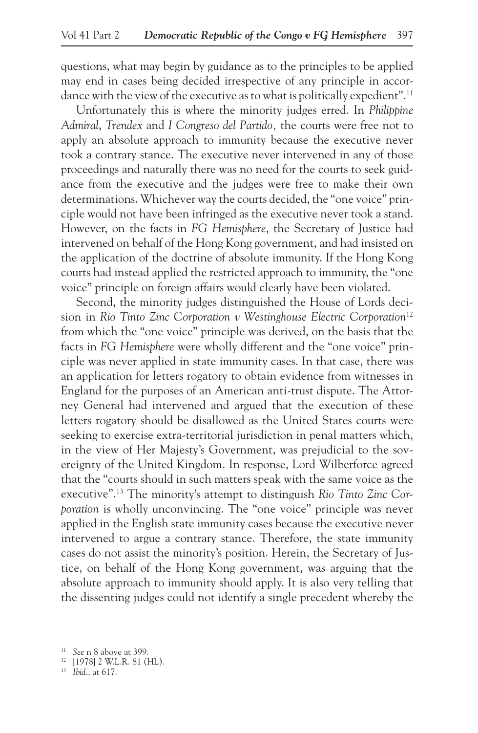questions, what may begin by guidance as to the principles to be applied may end in cases being decided irrespective of any principle in accordance with the view of the executive as to what is politically expedient".[11]

Unfortunately this is where the minority judges erred. In *Philippine Admiral*, *Trendex* and *I Congreso del Partido*, the courts were free not to apply an absolute approach to immunity because the executive never took a contrary stance. The executive never intervened in any of those proceedings and naturally there was no need for the courts to seek guidance from the executive and the judges were free to make their own determinations. Whichever way the courts decided, the "one voice" principle would not have been infringed as the executive never took a stand. However, on the facts in *FG Hemisphere*, the Secretary of Justice had intervened on behalf of the Hong Kong government, and had insisted on the application of the doctrine of absolute immunity. If the Hong Kong courts had instead applied the restricted approach to immunity, the "one voice" principle on foreign affairs would clearly have been violated.

Second, the minority judges distinguished the House of Lords decision in *Rio Tinto Zinc Corporation v Westinghouse Electric Corporation*[12] from which the "one voice" principle was derived, on the basis that the facts in *FG Hemisphere* were wholly different and the "one voice" principle was never applied in state immunity cases. In that case, there was an application for letters rogatory to obtain evidence from witnesses in England for the purposes of an American anti-trust dispute. The Attorney General had intervened and argued that the execution of these letters rogatory should be disallowed as the United States courts were seeking to exercise extra-territorial jurisdiction in penal matters which, in the view of Her Majesty's Government, was prejudicial to the sovereignty of the United Kingdom. In response, Lord Wilberforce agreed that the "courts should in such matters speak with the same voice as the executive".[13] The minority's attempt to distinguish *Rio Tinto Zinc Corporation* is wholly unconvincing. The "one voice" principle was never applied in the English state immunity cases because the executive never intervened to argue a contrary stance. Therefore, the state immunity cases do not assist the minority's position. Herein, the Secretary of Justice, on behalf of the Hong Kong government, was arguing that the absolute approach to immunity should apply. It is also very telling that the dissenting judges could not identify a single precedent whereby the

---

[11] *See* n 8 above at 399.

[12] [1978] 2 W.L.R. 81 (HL).

[13] *Ibid*., at 617.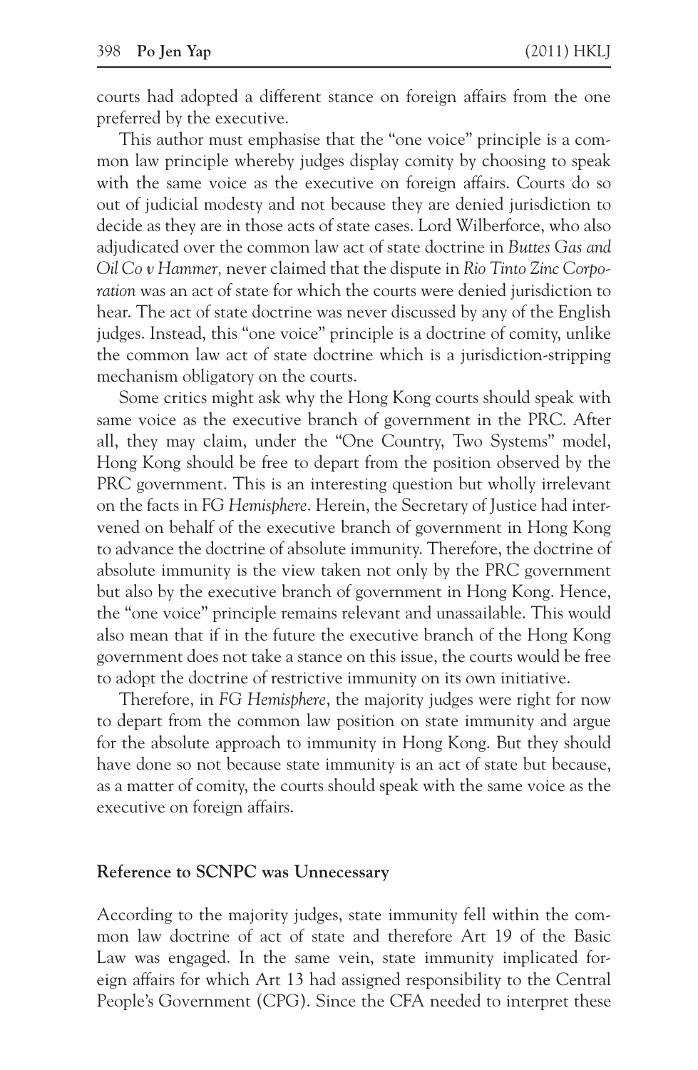courts had adopted a different stance on foreign affairs from the one preferred by the executive.

This author must emphasise that the "one voice" principle is a common law principle whereby judges display comity by choosing to speak with the same voice as the executive on foreign affairs. Courts do so out of judicial modesty and not because they are denied jurisdiction to decide as they are in those acts of state cases. Lord Wilberforce, who also adjudicated over the common law act of state doctrine in *Buttes Gas and Oil Co v Hammer,* never claimed that the dispute in *Rio Tinto Zinc Corporation* was an act of state for which the courts were denied jurisdiction to hear. The act of state doctrine was never discussed by any of the English judges. Instead, this "one voice" principle is a doctrine of comity, unlike the common law act of state doctrine which is a jurisdiction-stripping mechanism obligatory on the courts.

Some critics might ask why the Hong Kong courts should speak with same voice as the executive branch of government in the PRC. After all, they may claim, under the "One Country, Two Systems" model, Hong Kong should be free to depart from the position observed by the PRC government. This is an interesting question but wholly irrelevant on the facts in FG *Hemisphere*. Herein, the Secretary of Justice had intervened on behalf of the executive branch of government in Hong Kong to advance the doctrine of absolute immunity. Therefore, the doctrine of absolute immunity is the view taken not only by the PRC government but also by the executive branch of government in Hong Kong. Hence, the "one voice" principle remains relevant and unassailable. This would also mean that if in the future the executive branch of the Hong Kong government does not take a stance on this issue, the courts would be free to adopt the doctrine of restrictive immunity on its own initiative.

Therefore, in *FG Hemisphere*, the majority judges were right for now to depart from the common law position on state immunity and argue for the absolute approach to immunity in Hong Kong. But they should have done so not because state immunity is an act of state but because, as a matter of comity, the courts should speak with the same voice as the executive on foreign affairs.

## Reference to SCNPC was Unnecessary

According to the majority judges, state immunity fell within the common law doctrine of act of state and therefore Art 19 of the Basic Law was engaged. In the same vein, state immunity implicated foreign affairs for which Art 13 had assigned responsibility to the Central People's Government (CPG). Since the CFA needed to interpret these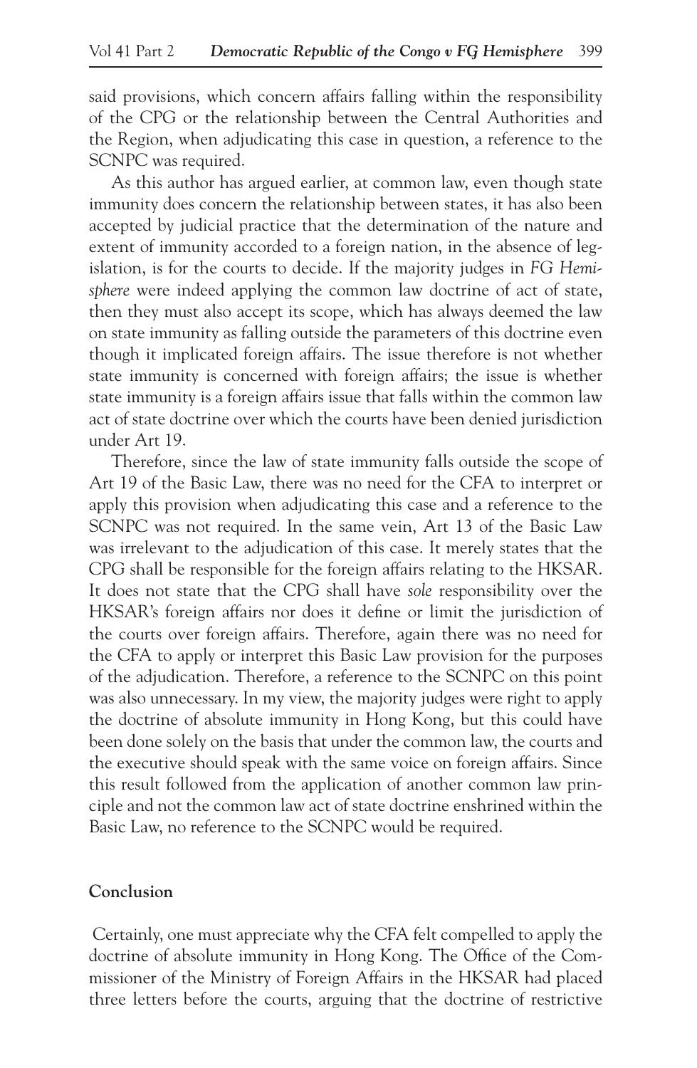said provisions, which concern affairs falling within the responsibility of the CPG or the relationship between the Central Authorities and the Region, when adjudicating this case in question, a reference to the SCNPC was required.

As this author has argued earlier, at common law, even though state immunity does concern the relationship between states, it has also been accepted by judicial practice that the determination of the nature and extent of immunity accorded to a foreign nation, in the absence of legislation, is for the courts to decide. If the majority judges in *FG Hemisphere* were indeed applying the common law doctrine of act of state, then they must also accept its scope, which has always deemed the law on state immunity as falling outside the parameters of this doctrine even though it implicated foreign affairs. The issue therefore is not whether state immunity is concerned with foreign affairs; the issue is whether state immunity is a foreign affairs issue that falls within the common law act of state doctrine over which the courts have been denied jurisdiction under Art 19.

Therefore, since the law of state immunity falls outside the scope of Art 19 of the Basic Law, there was no need for the CFA to interpret or apply this provision when adjudicating this case and a reference to the SCNPC was not required. In the same vein, Art 13 of the Basic Law was irrelevant to the adjudication of this case. It merely states that the CPG shall be responsible for the foreign affairs relating to the HKSAR. It does not state that the CPG shall have *sole* responsibility over the HKSAR's foreign affairs nor does it define or limit the jurisdiction of the courts over foreign affairs. Therefore, again there was no need for the CFA to apply or interpret this Basic Law provision for the purposes of the adjudication. Therefore, a reference to the SCNPC on this point was also unnecessary. In my view, the majority judges were right to apply the doctrine of absolute immunity in Hong Kong, but this could have been done solely on the basis that under the common law, the courts and the executive should speak with the same voice on foreign affairs. Since this result followed from the application of another common law principle and not the common law act of state doctrine enshrined within the Basic Law, no reference to the SCNPC would be required.

## Conclusion

Certainly, one must appreciate why the CFA felt compelled to apply the doctrine of absolute immunity in Hong Kong. The Office of the Commissioner of the Ministry of Foreign Affairs in the HKSAR had placed three letters before the courts, arguing that the doctrine of restrictive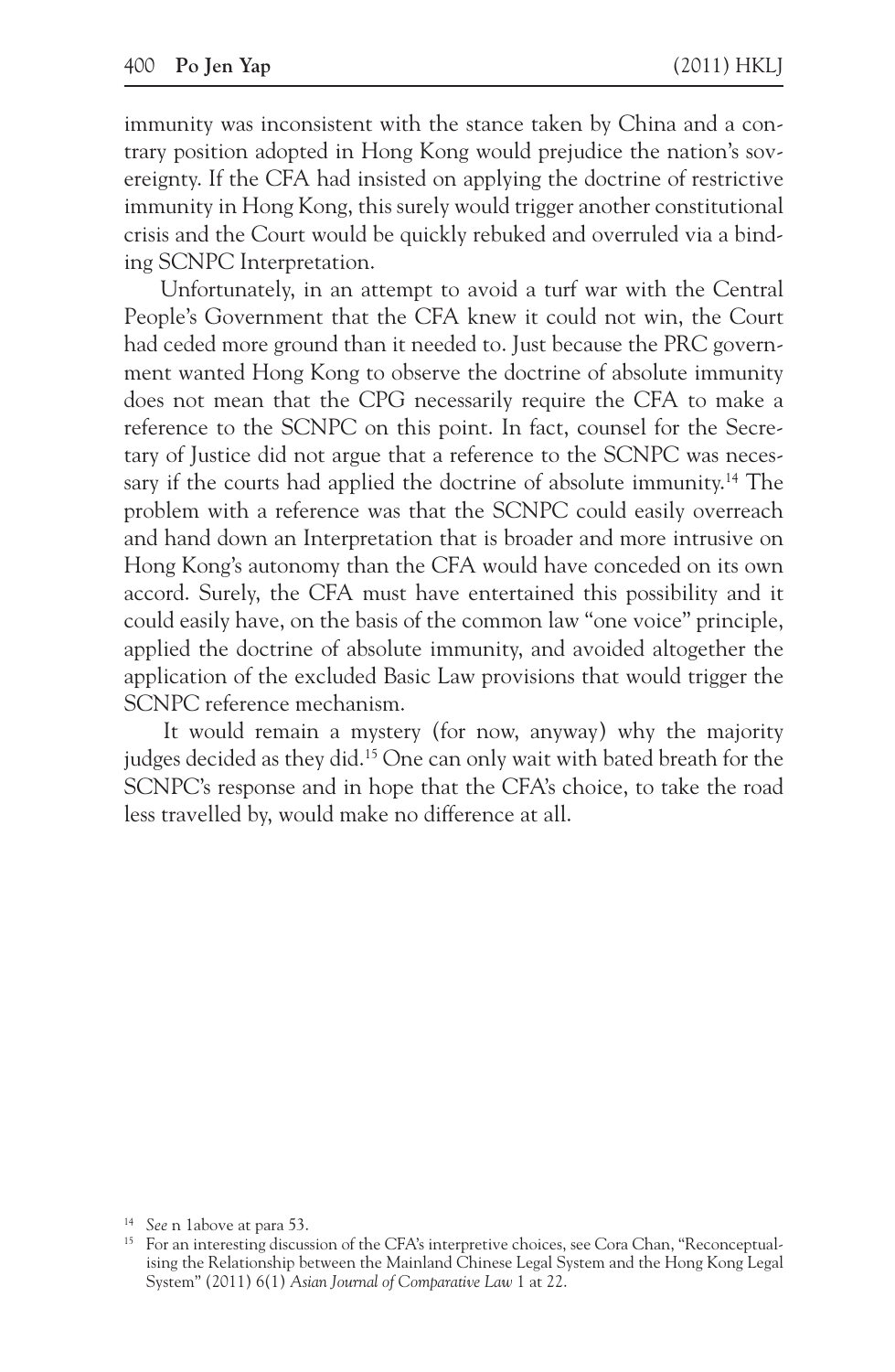immunity was inconsistent with the stance taken by China and a contrary position adopted in Hong Kong would prejudice the nation's sovereignty. If the CFA had insisted on applying the doctrine of restrictive immunity in Hong Kong, this surely would trigger another constitutional crisis and the Court would be quickly rebuked and overruled via a binding SCNPC Interpretation.

Unfortunately, in an attempt to avoid a turf war with the Central People's Government that the CFA knew it could not win, the Court had ceded more ground than it needed to. Just because the PRC government wanted Hong Kong to observe the doctrine of absolute immunity does not mean that the CPG necessarily require the CFA to make a reference to the SCNPC on this point. In fact, counsel for the Secretary of Justice did not argue that a reference to the SCNPC was necessary if the courts had applied the doctrine of absolute immunity.[14] The problem with a reference was that the SCNPC could easily overreach and hand down an Interpretation that is broader and more intrusive on Hong Kong's autonomy than the CFA would have conceded on its own accord. Surely, the CFA must have entertained this possibility and it could easily have, on the basis of the common law "one voice" principle, applied the doctrine of absolute immunity, and avoided altogether the application of the excluded Basic Law provisions that would trigger the SCNPC reference mechanism.

It would remain a mystery (for now, anyway) why the majority judges decided as they did.[15] One can only wait with bated breath for the SCNPC's response and in hope that the CFA's choice, to take the road less travelled by, would make no difference at all.

---

[14] *See* n 1above at para 53.

[15] For an interesting discussion of the CFA's interpretive choices, see Cora Chan, "Reconceptualising the Relationship between the Mainland Chinese Legal System and the Hong Kong Legal System" (2011) 6(1) *Asian Journal of Comparative Law* 1 at 22.